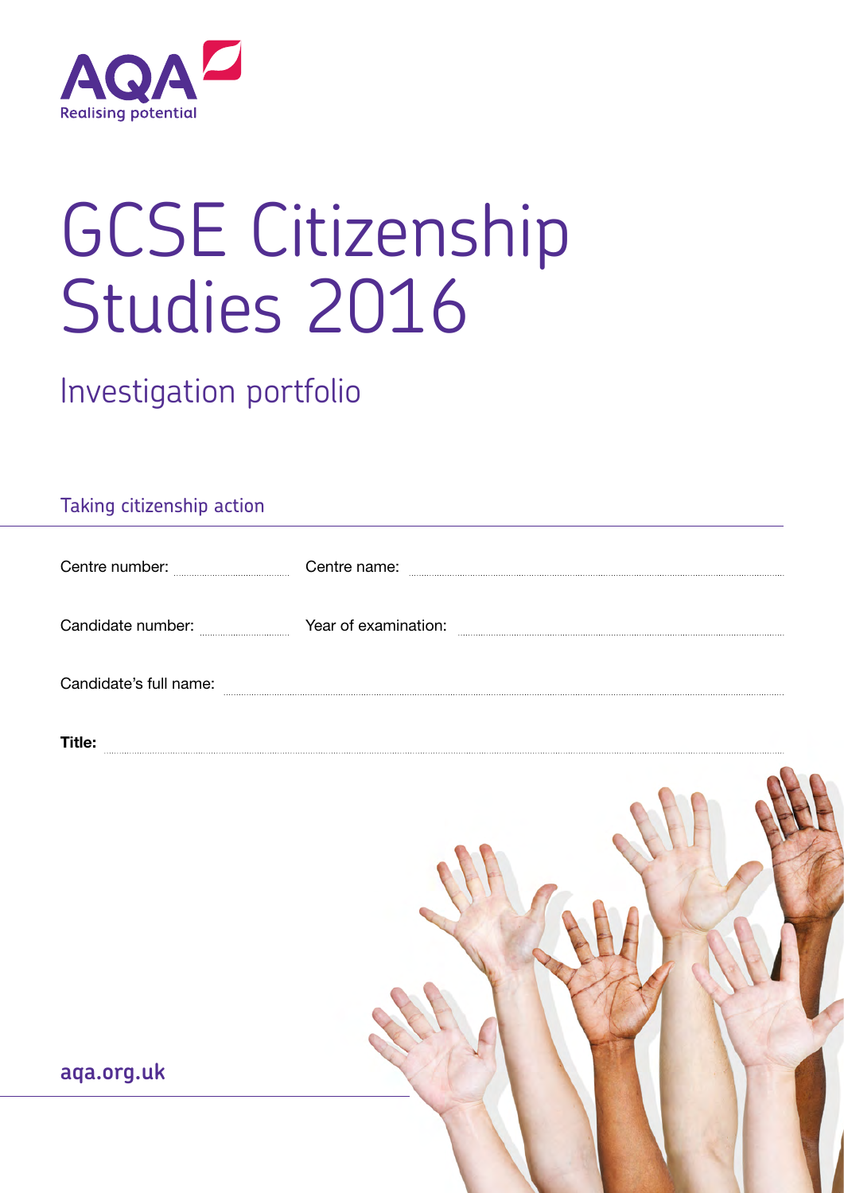AQA
Realising potential

# GCSE Citizenship Studies 2016

## Investigation portfolio

### Taking citizenship action

Centre number: ............ Centre name: ............

Candidate number: ............ Year of examination: ............

Candidate's full name: ............

**Title:** ............

**aqa.org.uk**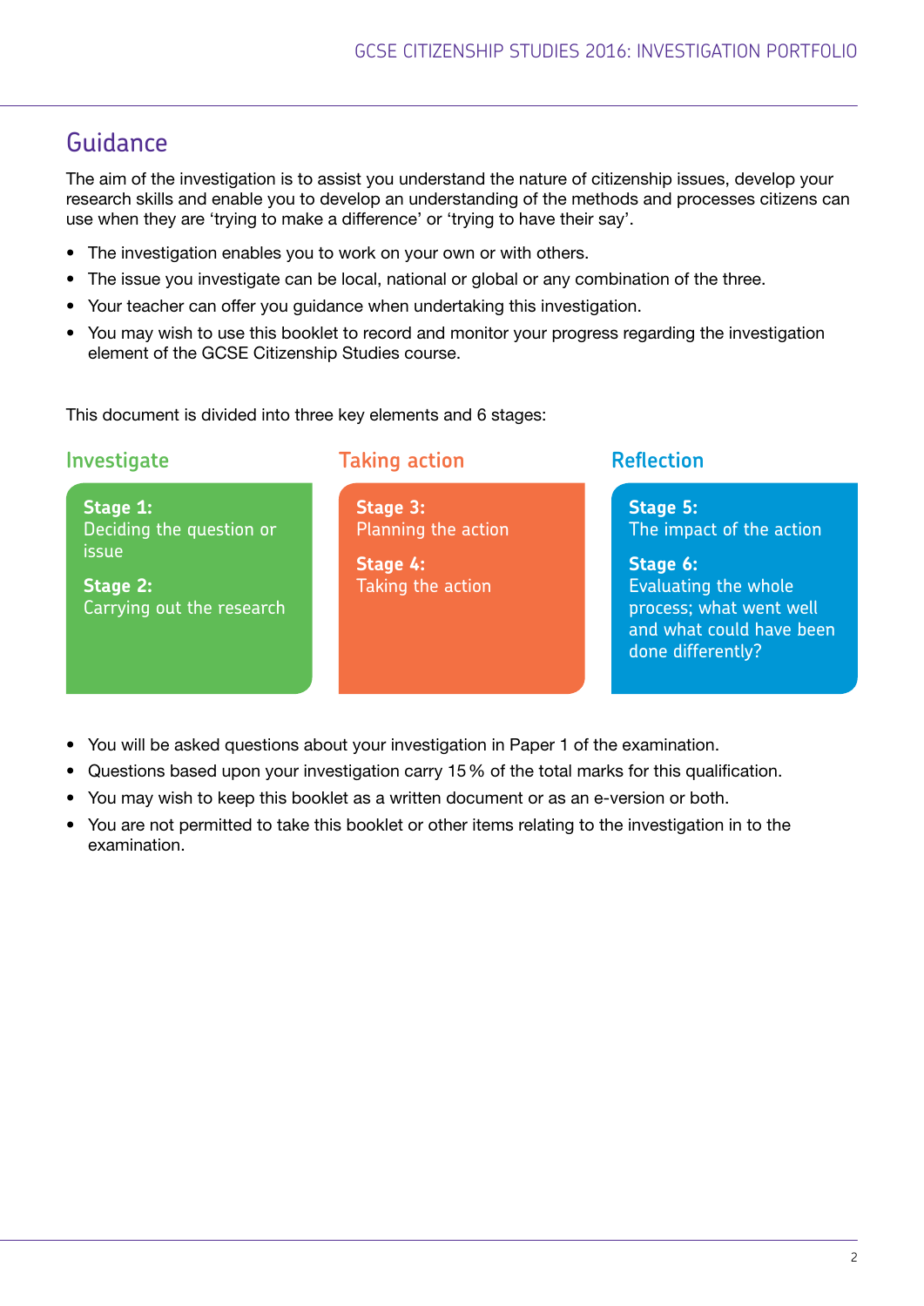## Guidance

The aim of the investigation is to assist you understand the nature of citizenship issues, develop your research skills and enable you to develop an understanding of the methods and processes citizens can use when they are 'trying to make a difference' or 'trying to have their say'.

- The investigation enables you to work on your own or with others.
- The issue you investigate can be local, national or global or any combination of the three.
- Your teacher can offer you guidance when undertaking this investigation.
- You may wish to use this booklet to record and monitor your progress regarding the investigation element of the GCSE Citizenship Studies course.

This document is divided into three key elements and 6 stages:

### Investigate

**Stage 1:**
Deciding the question or issue

**Stage 2:**
Carrying out the research

### Taking action

**Stage 3:**
Planning the action

**Stage 4:**
Taking the action

### Reflection

**Stage 5:**
The impact of the action

**Stage 6:**
Evaluating the whole process; what went well and what could have been done differently?

- You will be asked questions about your investigation in Paper 1 of the examination.
- Questions based upon your investigation carry 15 % of the total marks for this qualification.
- You may wish to keep this booklet as a written document or as an e-version or both.
- You are not permitted to take this booklet or other items relating to the investigation in to the examination.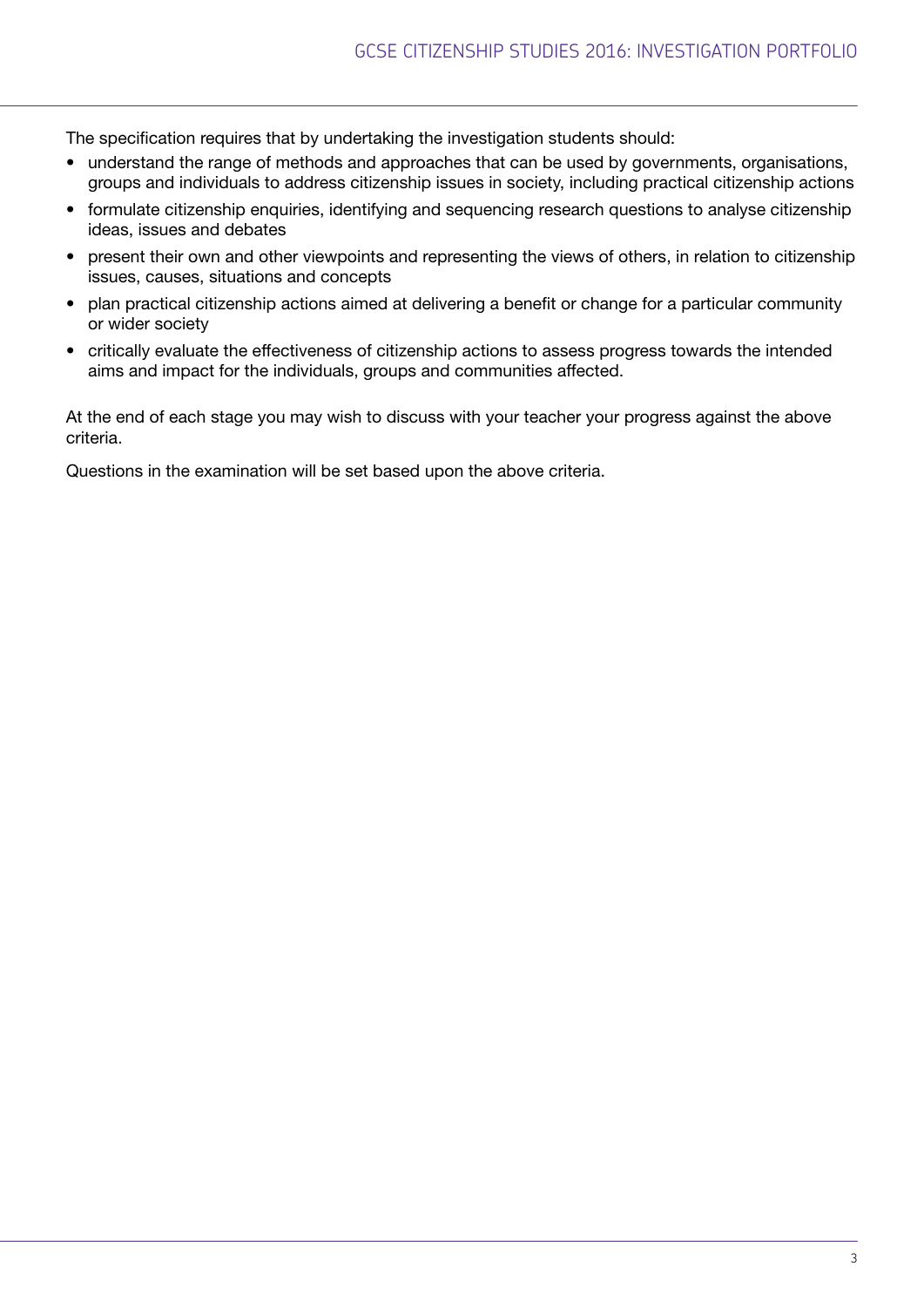The specification requires that by undertaking the investigation students should:

- understand the range of methods and approaches that can be used by governments, organisations, groups and individuals to address citizenship issues in society, including practical citizenship actions
- formulate citizenship enquiries, identifying and sequencing research questions to analyse citizenship ideas, issues and debates
- present their own and other viewpoints and representing the views of others, in relation to citizenship issues, causes, situations and concepts
- plan practical citizenship actions aimed at delivering a benefit or change for a particular community or wider society
- critically evaluate the effectiveness of citizenship actions to assess progress towards the intended aims and impact for the individuals, groups and communities affected.

At the end of each stage you may wish to discuss with your teacher your progress against the above criteria.

Questions in the examination will be set based upon the above criteria.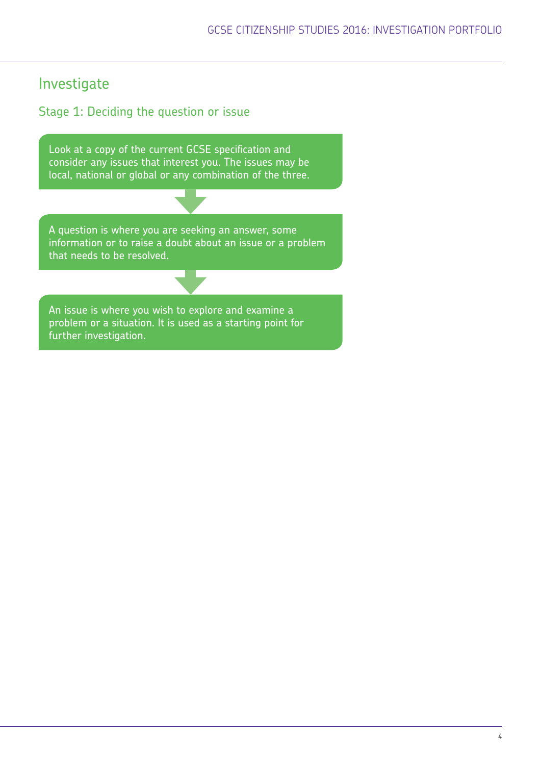## Investigate

### Stage 1: Deciding the question or issue

Look at a copy of the current GCSE specification and consider any issues that interest you. The issues may be local, national or global or any combination of the three.

A question is where you are seeking an answer, some information or to raise a doubt about an issue or a problem that needs to be resolved.

An issue is where you wish to explore and examine a problem or a situation. It is used as a starting point for further investigation.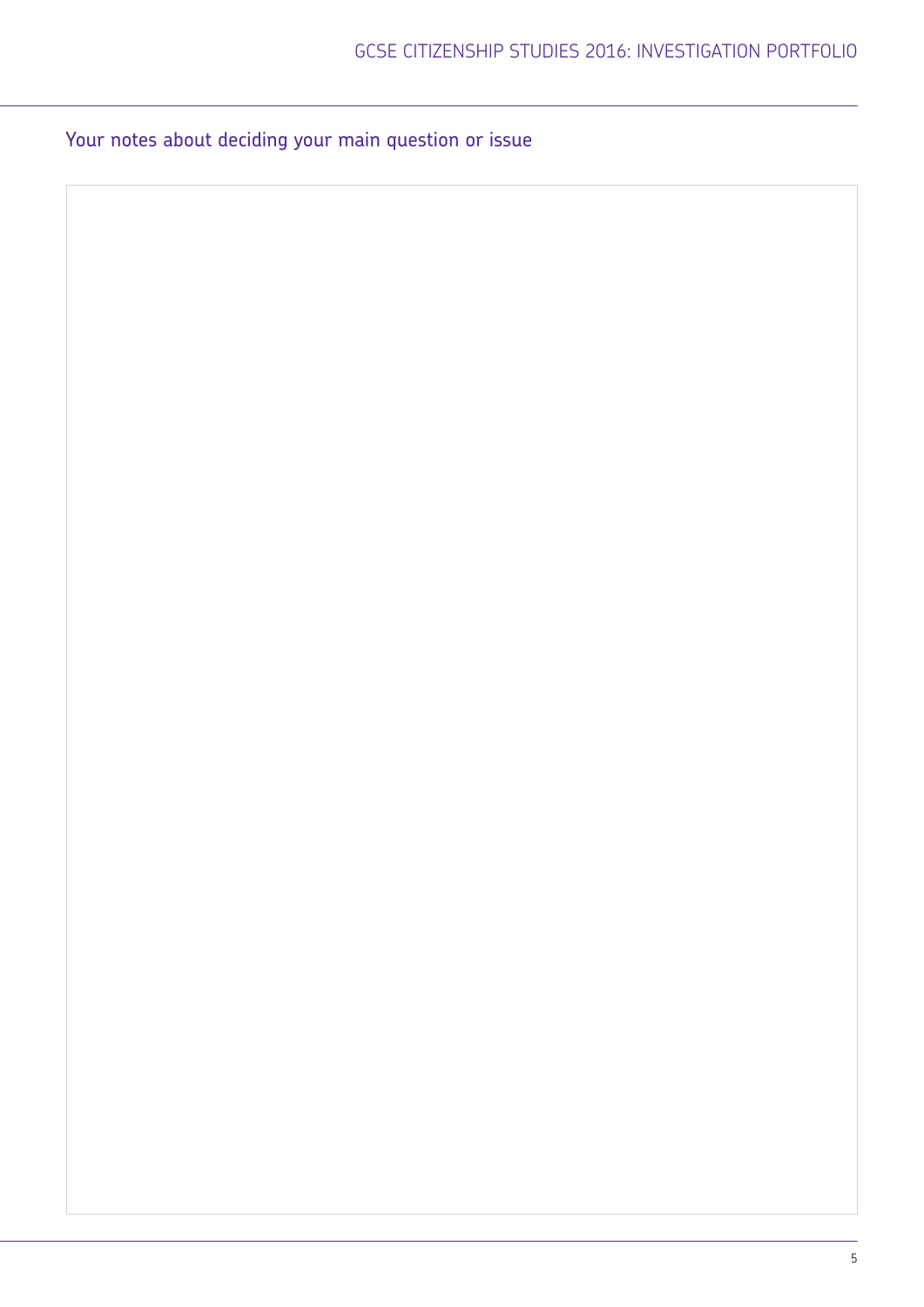## Your notes about deciding your main question or issue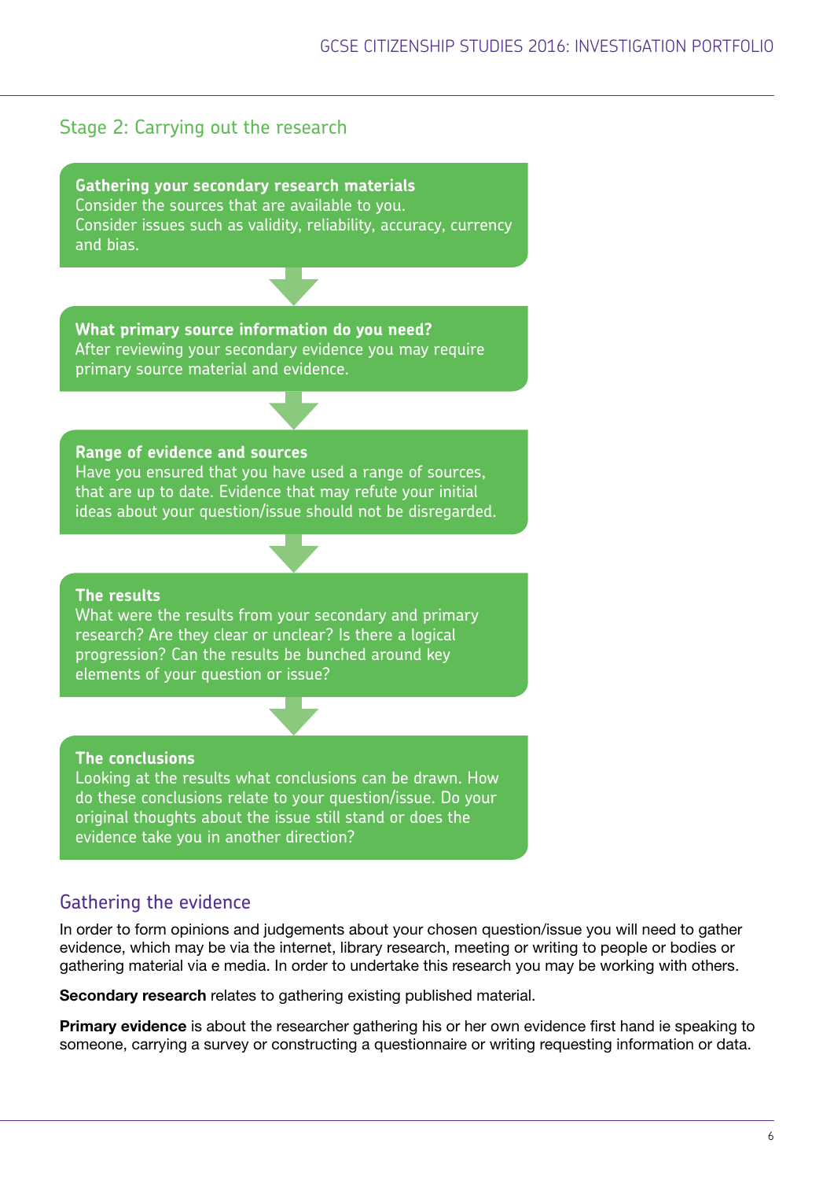## Stage 2: Carrying out the research

**Gathering your secondary research materials**
Consider the sources that are available to you.
Consider issues such as validity, reliability, accuracy, currency and bias.

↓

**What primary source information do you need?**
After reviewing your secondary evidence you may require primary source material and evidence.

↓

**Range of evidence and sources**
Have you ensured that you have used a range of sources, that are up to date. Evidence that may refute your initial ideas about your question/issue should not be disregarded.

↓

**The results**
What were the results from your secondary and primary research? Are they clear or unclear? Is there a logical progression? Can the results be bunched around key elements of your question or issue?

↓

**The conclusions**
Looking at the results what conclusions can be drawn. How do these conclusions relate to your question/issue. Do your original thoughts about the issue still stand or does the evidence take you in another direction?

## Gathering the evidence

In order to form opinions and judgements about your chosen question/issue you will need to gather evidence, which may be via the internet, library research, meeting or writing to people or bodies or gathering material via e media. In order to undertake this research you may be working with others.

**Secondary research** relates to gathering existing published material.

**Primary evidence** is about the researcher gathering his or her own evidence first hand ie speaking to someone, carrying a survey or constructing a questionnaire or writing requesting information or data.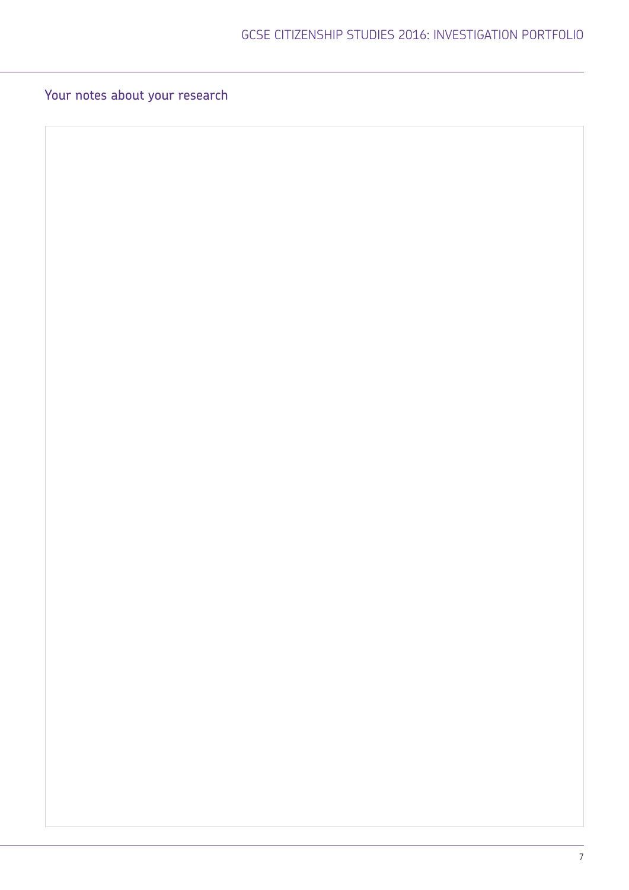## Your notes about your research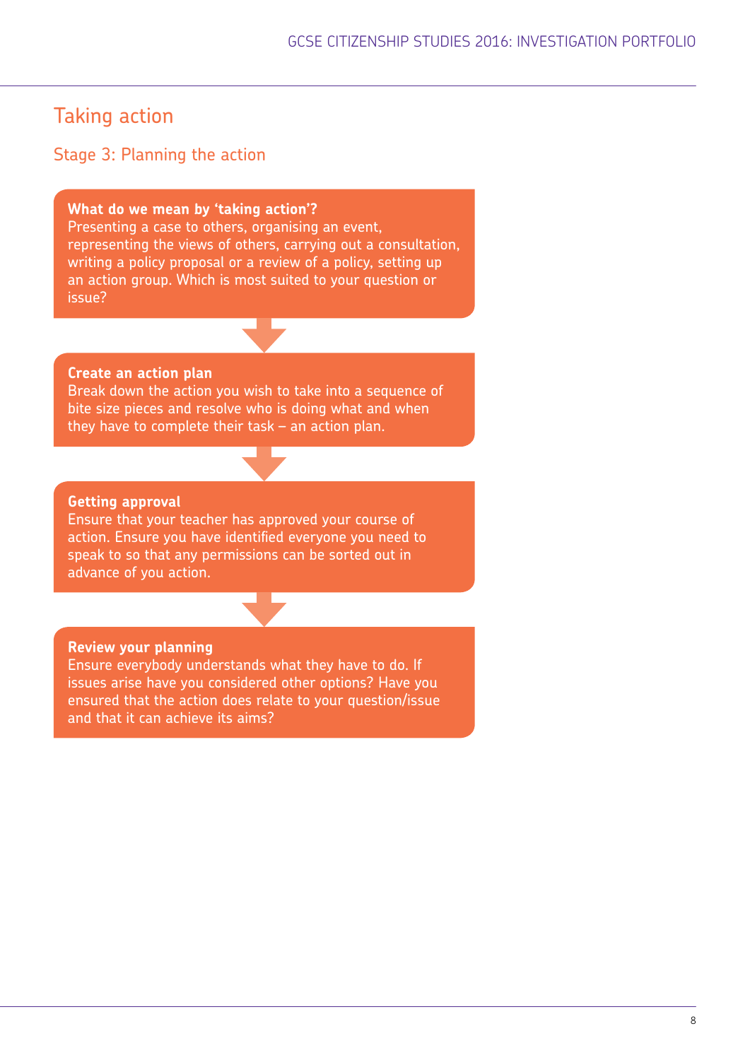## Taking action

### Stage 3: Planning the action

**What do we mean by 'taking action'?**
Presenting a case to others, organising an event, representing the views of others, carrying out a consultation, writing a policy proposal or a review of a policy, setting up an action group. Which is most suited to your question or issue?

**Create an action plan**
Break down the action you wish to take into a sequence of bite size pieces and resolve who is doing what and when they have to complete their task – an action plan.

**Getting approval**
Ensure that your teacher has approved your course of action. Ensure you have identified everyone you need to speak to so that any permissions can be sorted out in advance of you action.

**Review your planning**
Ensure everybody understands what they have to do. If issues arise have you considered other options? Have you ensured that the action does relate to your question/issue and that it can achieve its aims?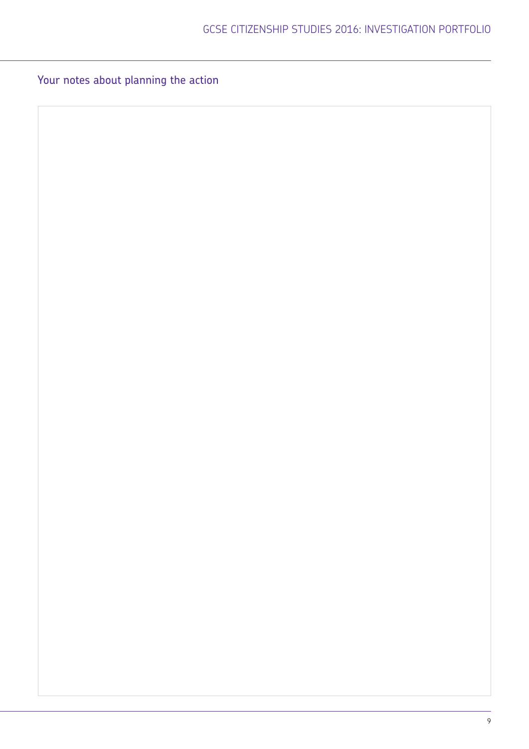## Your notes about planning the action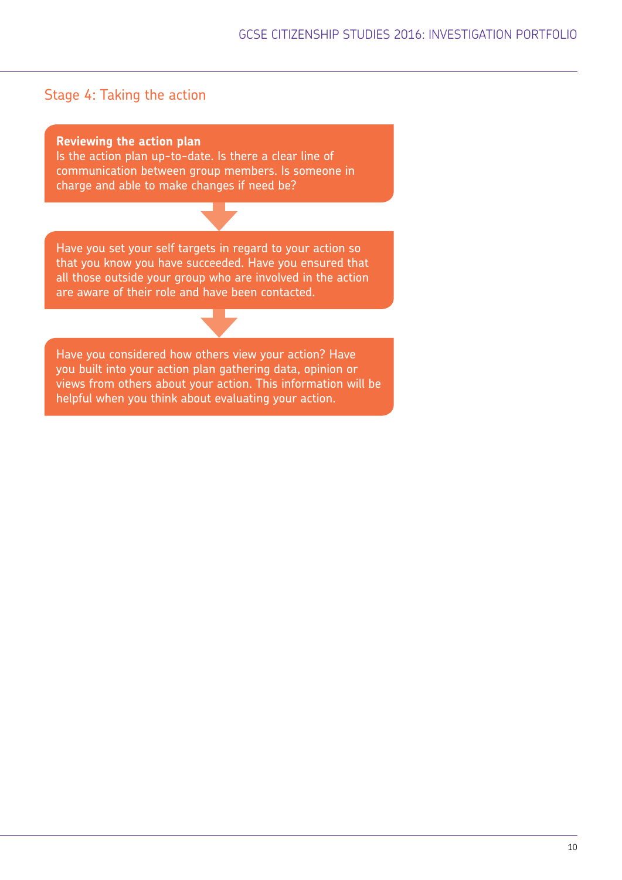## Stage 4: Taking the action

**Reviewing the action plan**
Is the action plan up-to-date. Is there a clear line of communication between group members. Is someone in charge and able to make changes if need be?

Have you set your self targets in regard to your action so that you know you have succeeded. Have you ensured that all those outside your group who are involved in the action are aware of their role and have been contacted.

Have you considered how others view your action? Have you built into your action plan gathering data, opinion or views from others about your action. This information will be helpful when you think about evaluating your action.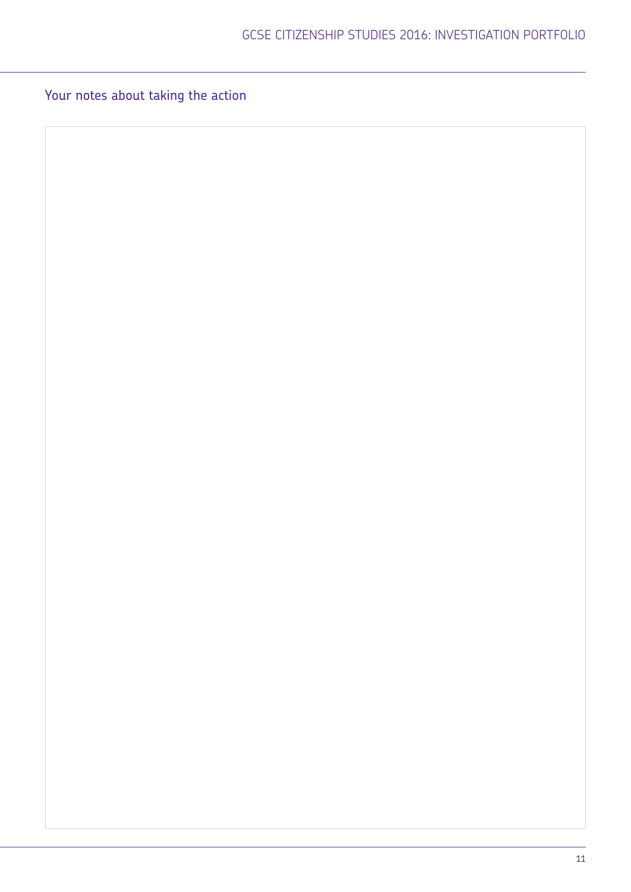## Your notes about taking the action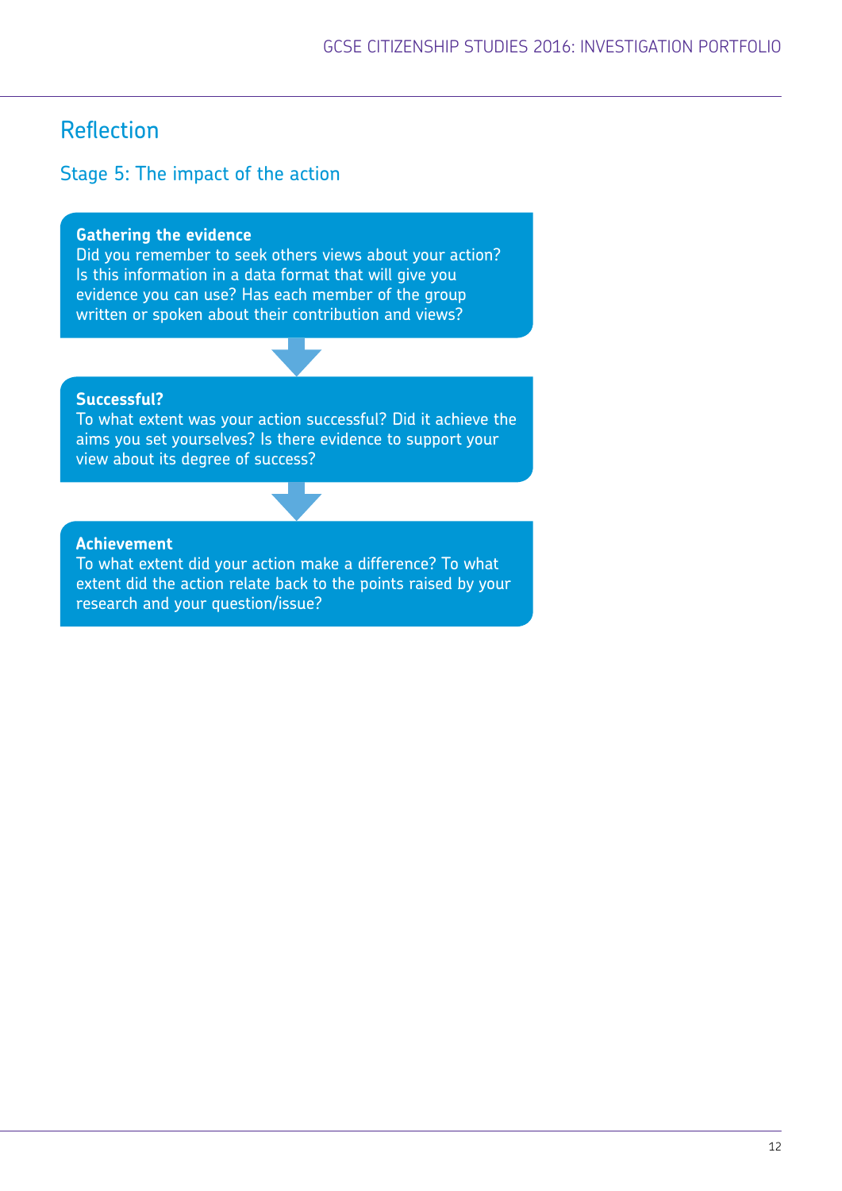# Reflection

## Stage 5: The impact of the action

**Gathering the evidence**
Did you remember to seek others views about your action? Is this information in a data format that will give you evidence you can use? Has each member of the group written or spoken about their contribution and views?

**Successful?**
To what extent was your action successful? Did it achieve the aims you set yourselves? Is there evidence to support your view about its degree of success?

**Achievement**
To what extent did your action make a difference? To what extent did the action relate back to the points raised by your research and your question/issue?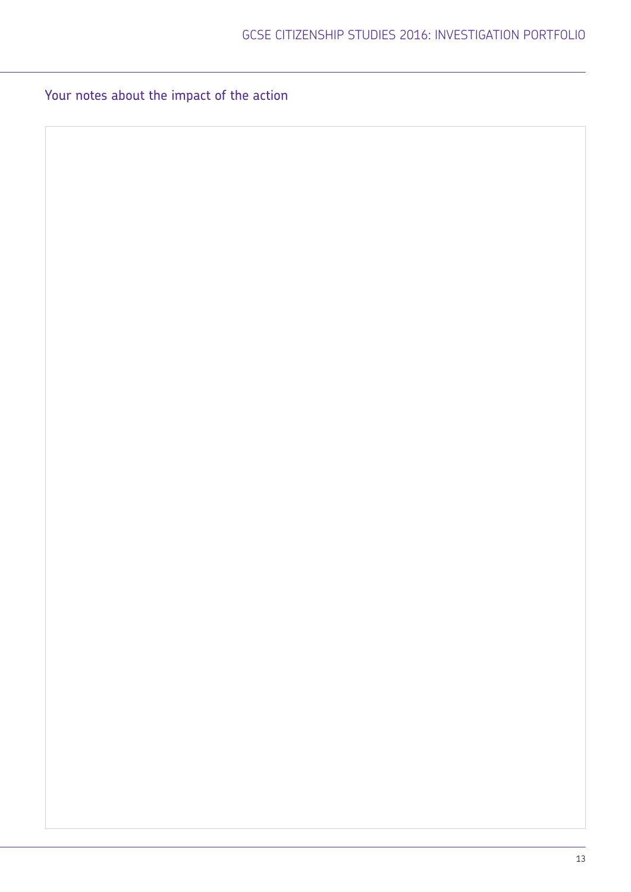## Your notes about the impact of the action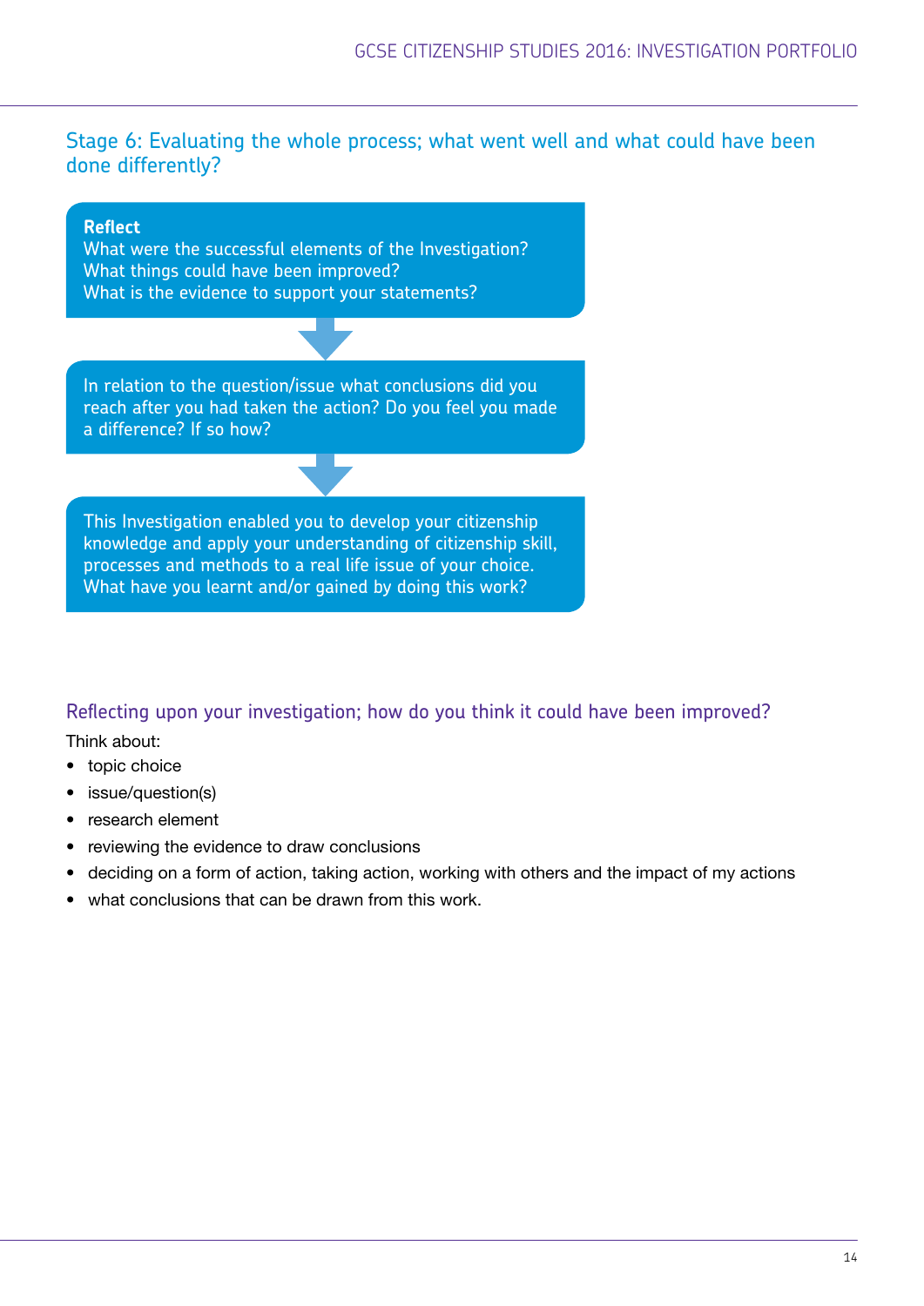## Stage 6: Evaluating the whole process; what went well and what could have been done differently?

**Reflect**
What were the successful elements of the Investigation?
What things could have been improved?
What is the evidence to support your statements?

In relation to the question/issue what conclusions did you reach after you had taken the action? Do you feel you made a difference? If so how?

This Investigation enabled you to develop your citizenship knowledge and apply your understanding of citizenship skill, processes and methods to a real life issue of your choice. What have you learnt and/or gained by doing this work?

### Reflecting upon your investigation; how do you think it could have been improved?

Think about:

- topic choice
- issue/question(s)
- research element
- reviewing the evidence to draw conclusions
- deciding on a form of action, taking action, working with others and the impact of my actions
- what conclusions that can be drawn from this work.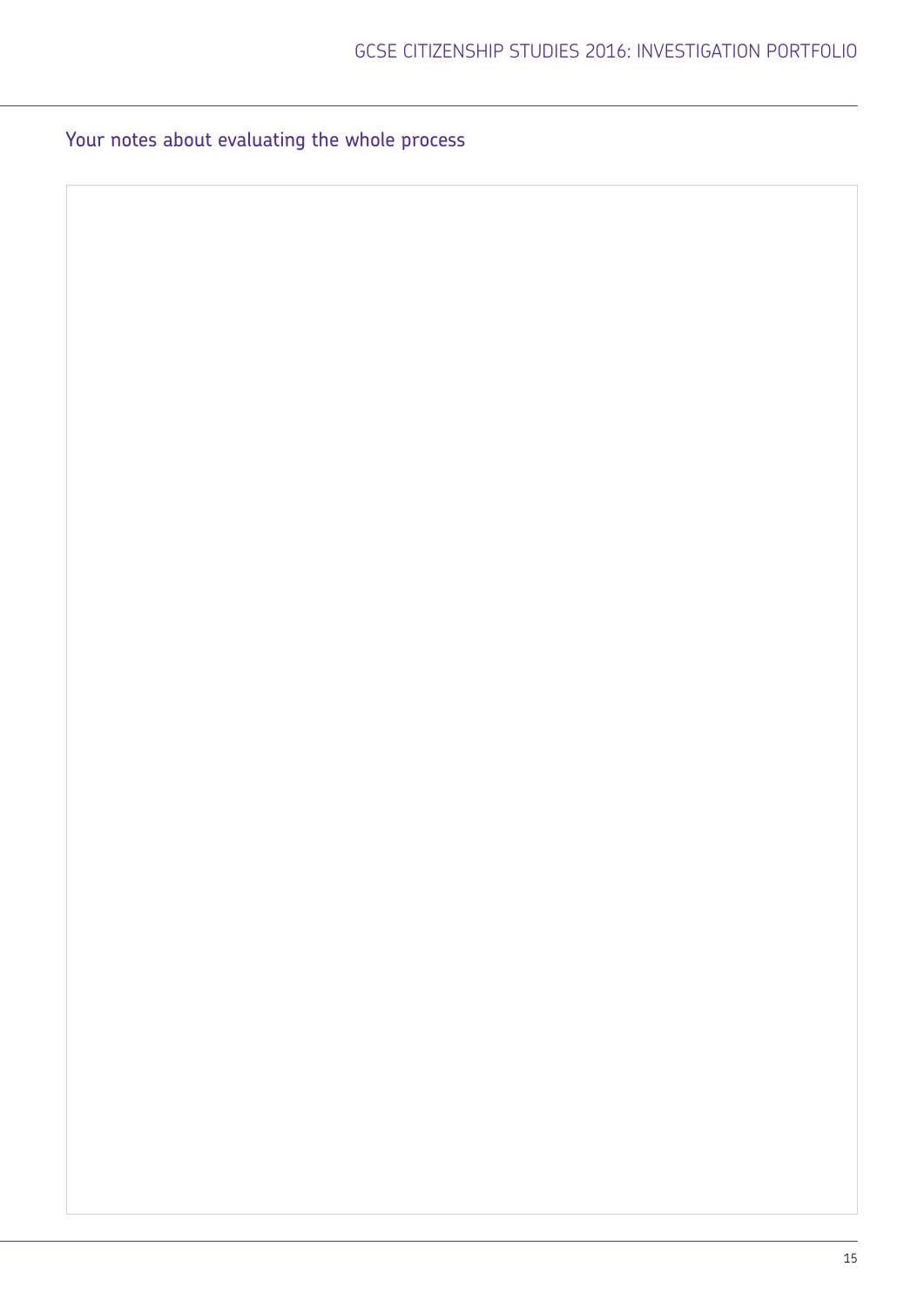## Your notes about evaluating the whole process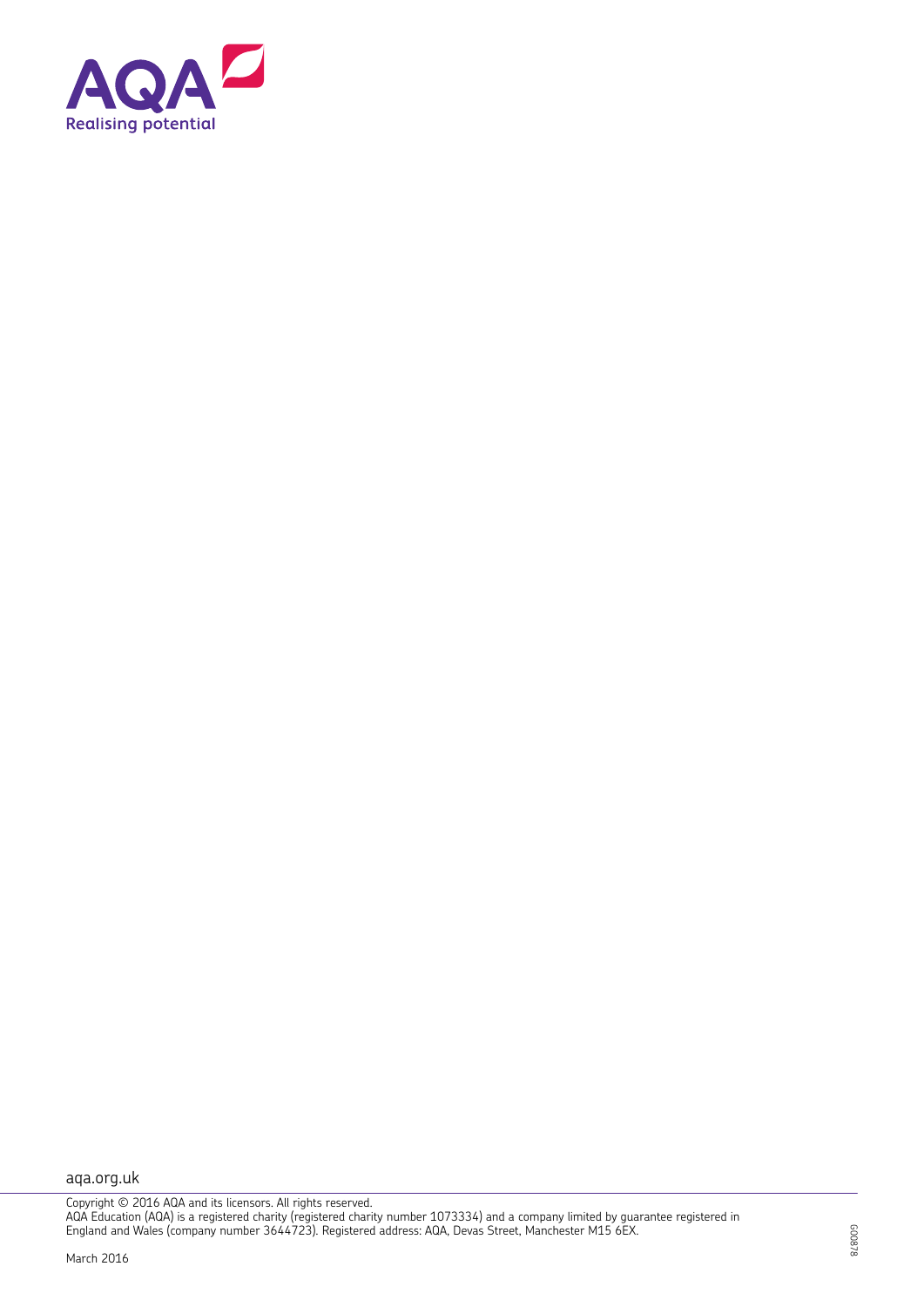AQA

Realising potential

aqa.org.uk

Copyright © 2016 AQA and its licensors. All rights reserved.
AQA Education (AQA) is a registered charity (registered charity number 1073334) and a company limited by guarantee registered in England and Wales (company number 3644723). Registered address: AQA, Devas Street, Manchester M15 6EX.

March 2016

G00878